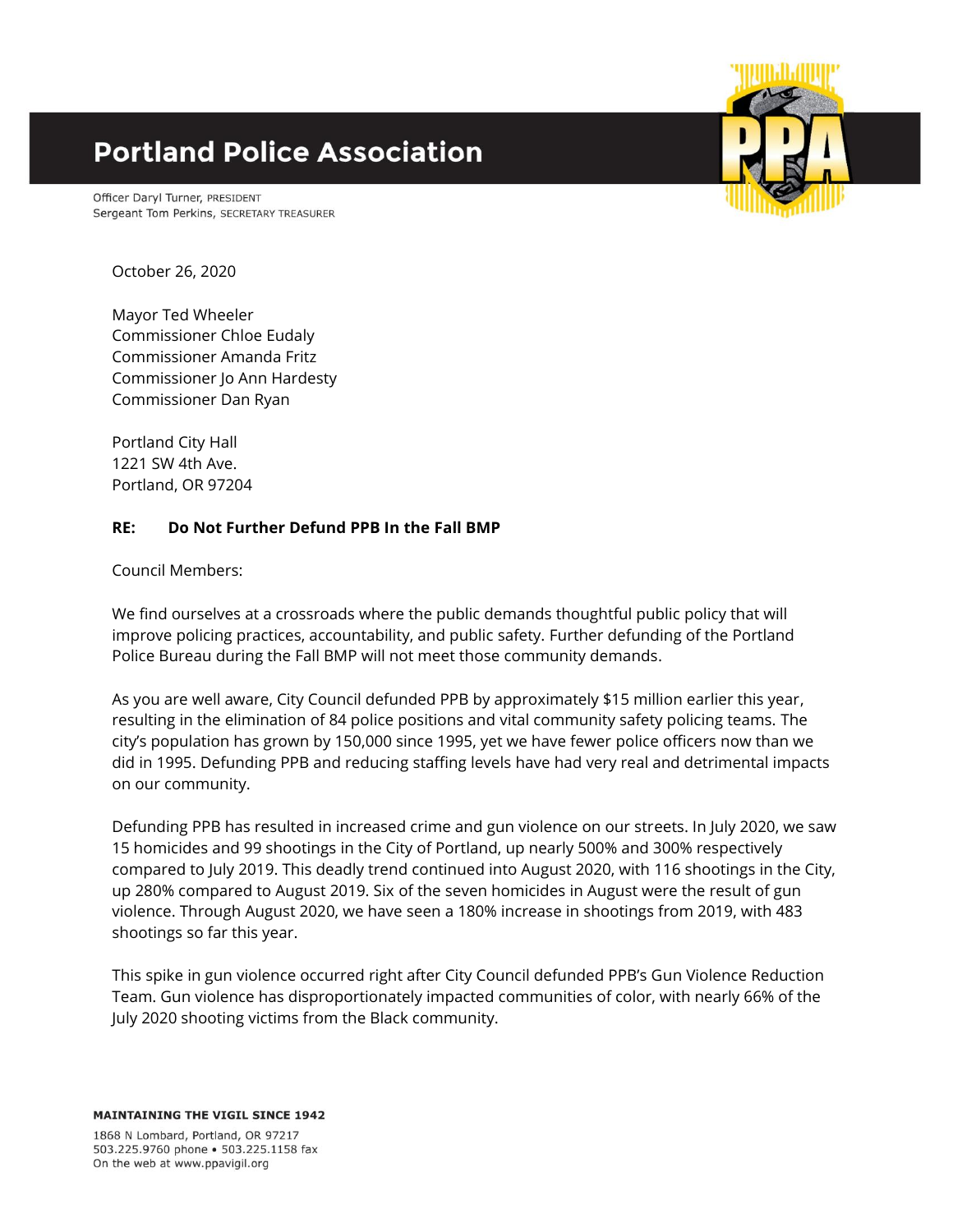# Portland Police Association

Officer Daryl Turner, PRESIDENT
Sergeant Tom Perkins, SECRETARY TREASURER

October 26, 2020

Mayor Ted Wheeler
Commissioner Chloe Eudaly
Commissioner Amanda Fritz
Commissioner Jo Ann Hardesty
Commissioner Dan Ryan

Portland City Hall
1221 SW 4th Ave.
Portland, OR 97204

**RE: Do Not Further Defund PPB In the Fall BMP**

Council Members:

We find ourselves at a crossroads where the public demands thoughtful public policy that will improve policing practices, accountability, and public safety. Further defunding of the Portland Police Bureau during the Fall BMP will not meet those community demands.

As you are well aware, City Council defunded PPB by approximately $15 million earlier this year, resulting in the elimination of 84 police positions and vital community safety policing teams. The city's population has grown by 150,000 since 1995, yet we have fewer police officers now than we did in 1995. Defunding PPB and reducing staffing levels have had very real and detrimental impacts on our community.

Defunding PPB has resulted in increased crime and gun violence on our streets. In July 2020, we saw 15 homicides and 99 shootings in the City of Portland, up nearly 500% and 300% respectively compared to July 2019. This deadly trend continued into August 2020, with 116 shootings in the City, up 280% compared to August 2019. Six of the seven homicides in August were the result of gun violence. Through August 2020, we have seen a 180% increase in shootings from 2019, with 483 shootings so far this year.

This spike in gun violence occurred right after City Council defunded PPB's Gun Violence Reduction Team. Gun violence has disproportionately impacted communities of color, with nearly 66% of the July 2020 shooting victims from the Black community.

**MAINTAINING THE VIGIL SINCE 1942**

1868 N Lombard, Portland, OR 97217
503.225.9760 phone • 503.225.1158 fax
On the web at www.ppavigil.org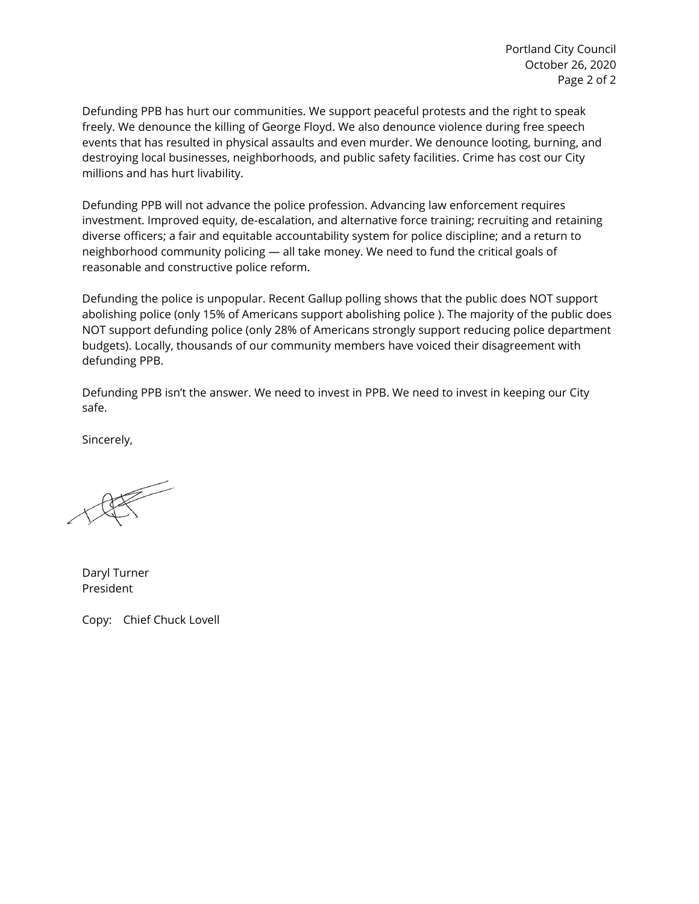Defunding PPB has hurt our communities. We support peaceful protests and the right to speak freely. We denounce the killing of George Floyd. We also denounce violence during free speech events that has resulted in physical assaults and even murder. We denounce looting, burning, and destroying local businesses, neighborhoods, and public safety facilities. Crime has cost our City millions and has hurt livability.

Defunding PPB will not advance the police profession. Advancing law enforcement requires investment. Improved equity, de-escalation, and alternative force training; recruiting and retaining diverse officers; a fair and equitable accountability system for police discipline; and a return to neighborhood community policing — all take money. We need to fund the critical goals of reasonable and constructive police reform.

Defunding the police is unpopular. Recent Gallup polling shows that the public does NOT support abolishing police (only 15% of Americans support abolishing police ). The majority of the public does NOT support defunding police (only 28% of Americans strongly support reducing police department budgets). Locally, thousands of our community members have voiced their disagreement with defunding PPB.

Defunding PPB isn't the answer. We need to invest in PPB. We need to invest in keeping our City safe.

Sincerely,

Daryl Turner
President

Copy: Chief Chuck Lovell